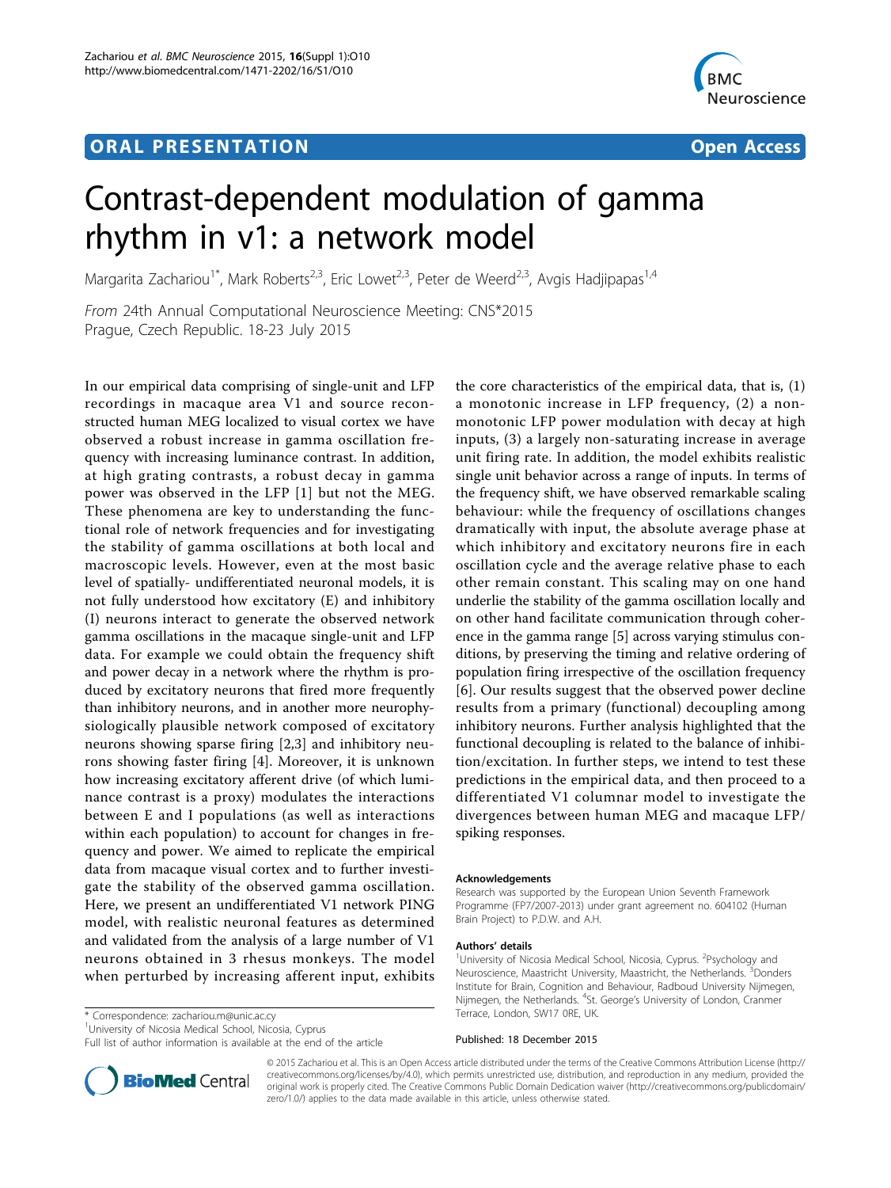ORAL PRESENTATION

Open Access

# Contrast-dependent modulation of gamma rhythm in v1: a network model

Margarita Zachariou[1*], Mark Roberts[2,3], Eric Lowet[2,3], Peter de Weerd[2,3], Avgis Hadjipapas[1,4]

*From* 24th Annual Computational Neuroscience Meeting: CNS*2015
Prague, Czech Republic. 18-23 July 2015

In our empirical data comprising of single-unit and LFP recordings in macaque area V1 and source reconstructed human MEG localized to visual cortex we have observed a robust increase in gamma oscillation frequency with increasing luminance contrast. In addition, at high grating contrasts, a robust decay in gamma power was observed in the LFP [1] but not the MEG. These phenomena are key to understanding the functional role of network frequencies and for investigating the stability of gamma oscillations at both local and macroscopic levels. However, even at the most basic level of spatially- undifferentiated neuronal models, it is not fully understood how excitatory (E) and inhibitory (I) neurons interact to generate the observed network gamma oscillations in the macaque single-unit and LFP data. For example we could obtain the frequency shift and power decay in a network where the rhythm is produced by excitatory neurons that fired more frequently than inhibitory neurons, and in another more neurophysiologically plausible network composed of excitatory neurons showing sparse firing [2,3] and inhibitory neurons showing faster firing [4]. Moreover, it is unknown how increasing excitatory afferent drive (of which luminance contrast is a proxy) modulates the interactions between E and I populations (as well as interactions within each population) to account for changes in frequency and power. We aimed to replicate the empirical data from macaque visual cortex and to further investigate the stability of the observed gamma oscillation. Here, we present an undifferentiated V1 network PING model, with realistic neuronal features as determined and validated from the analysis of a large number of V1 neurons obtained in 3 rhesus monkeys. The model when perturbed by increasing afferent input, exhibits the core characteristics of the empirical data, that is, (1) a monotonic increase in LFP frequency, (2) a non-monotonic LFP power modulation with decay at high inputs, (3) a largely non-saturating increase in average unit firing rate. In addition, the model exhibits realistic single unit behavior across a range of inputs. In terms of the frequency shift, we have observed remarkable scaling behaviour: while the frequency of oscillations changes dramatically with input, the absolute average phase at which inhibitory and excitatory neurons fire in each oscillation cycle and the average relative phase to each other remain constant. This scaling may on one hand underlie the stability of the gamma oscillation locally and on other hand facilitate communication through coherence in the gamma range [5] across varying stimulus conditions, by preserving the timing and relative ordering of population firing irrespective of the oscillation frequency [6]. Our results suggest that the observed power decline results from a primary (functional) decoupling among inhibitory neurons. Further analysis highlighted that the functional decoupling is related to the balance of inhibition/excitation. In further steps, we intend to test these predictions in the empirical data, and then proceed to a differentiated V1 columnar model to investigate the divergences between human MEG and macaque LFP/spiking responses.

#### Acknowledgements

Research was supported by the European Union Seventh Framework Programme (FP7/2007-2013) under grant agreement no. 604102 (Human Brain Project) to P.D.W. and A.H.

#### Authors' details

[1]University of Nicosia Medical School, Nicosia, Cyprus. [2]Psychology and Neuroscience, Maastricht University, Maastricht, the Netherlands. [3]Donders Institute for Brain, Cognition and Behaviour, Radboud University Nijmegen, Nijmegen, the Netherlands. [4]St. George's University of London, Cranmer Terrace, London, SW17 0RE, UK.

Published: 18 December 2015

* Correspondence: zachariou.m@unic.ac.cy
[1]University of Nicosia Medical School, Nicosia, Cyprus
Full list of author information is available at the end of the article

© 2015 Zachariou et al. This is an Open Access article distributed under the terms of the Creative Commons Attribution License (http://creativecommons.org/licenses/by/4.0), which permits unrestricted use, distribution, and reproduction in any medium, provided the original work is properly cited. The Creative Commons Public Domain Dedication waiver (http://creativecommons.org/publicdomain/zero/1.0/) applies to the data made available in this article, unless otherwise stated.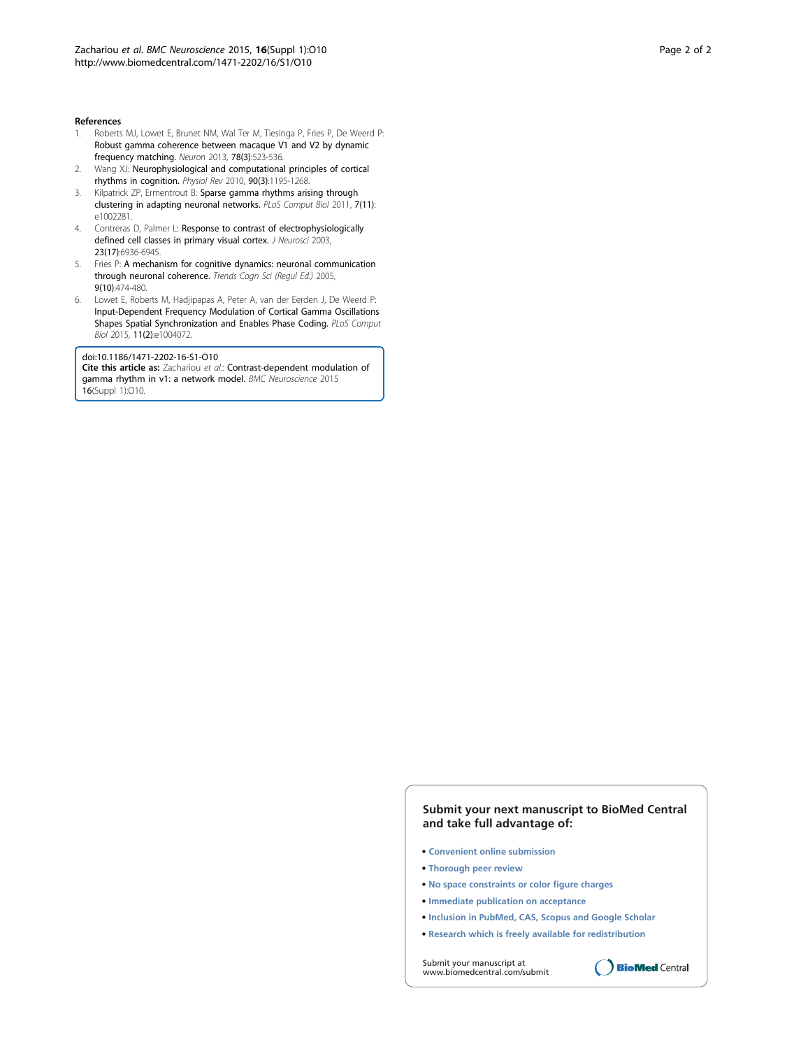### References

1. Roberts MJ, Lowet E, Brunet NM, Wal Ter M, Tiesinga P, Fries P, De Weerd P: **Robust gamma coherence between macaque V1 and V2 by dynamic frequency matching.** *Neuron* 2013, **78(3)**:523-536.
2. Wang XJ: **Neurophysiological and computational principles of cortical rhythms in cognition.** *Physiol Rev* 2010, **90(3)**:1195-1268.
3. Kilpatrick ZP, Ermentrout B: **Sparse gamma rhythms arising through clustering in adapting neuronal networks.** *PLoS Comput Biol* 2011, **7(11)**: e1002281.
4. Contreras D, Palmer L: **Response to contrast of electrophysiologically defined cell classes in primary visual cortex.** *J Neurosci* 2003, **23(17)**:6936-6945.
5. Fries P: **A mechanism for cognitive dynamics: neuronal communication through neuronal coherence.** *Trends Cogn Sci (Regul Ed.)* 2005, **9(10)**:474-480.
6. Lowet E, Roberts M, Hadjipapas A, Peter A, van der Eerden J, De Weerd P: **Input-Dependent Frequency Modulation of Cortical Gamma Oscillations Shapes Spatial Synchronization and Enables Phase Coding.** *PLoS Comput Biol* 2015, **11(2)**:e1004072.

doi:10.1186/1471-2202-16-S1-O10
**Cite this article as:** Zachariou *et al.*: Contrast-dependent modulation of gamma rhythm in v1: a network model. *BMC Neuroscience* 2015 **16**(Suppl 1):O10.

**Submit your next manuscript to BioMed Central and take full advantage of:**

- **Convenient online submission**
- **Thorough peer review**
- **No space constraints or color figure charges**
- **Immediate publication on acceptance**
- **Inclusion in PubMed, CAS, Scopus and Google Scholar**
- **Research which is freely available for redistribution**

Submit your manuscript at
www.biomedcentral.com/submit

BioMed Central